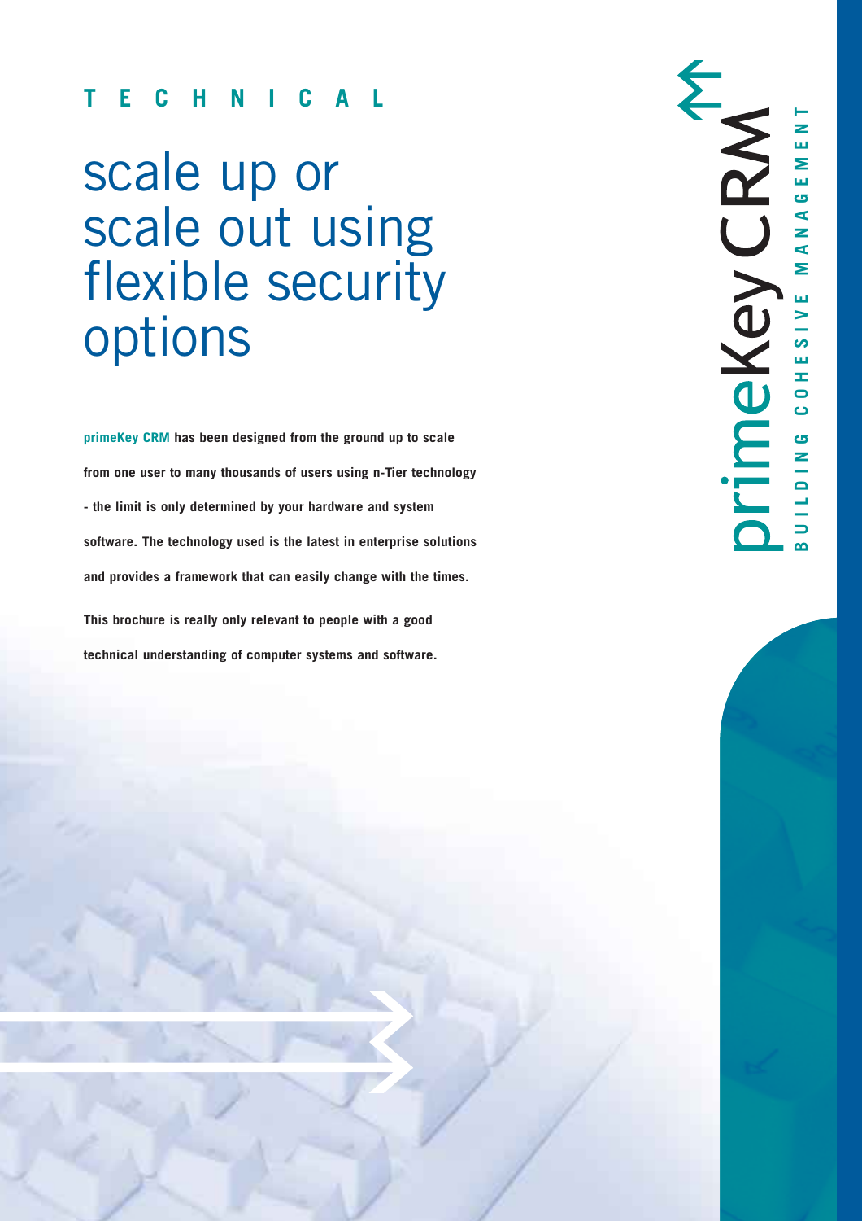**TECHNICAL**

# scale up or scale out using flexible security options

**primeKey CRM has been designed from the ground up to scale from one user to many thousands of users using n-Tier technology - the limit is only determined by your hardware and system software. The technology used is the latest in enterprise solutions and provides a framework that can easily change with the times.**

**This brochure is really only relevant to people with a good technical understanding of computer systems and software.**

primeKeyCRM

BUILDING COHESIVE MANAGEMENT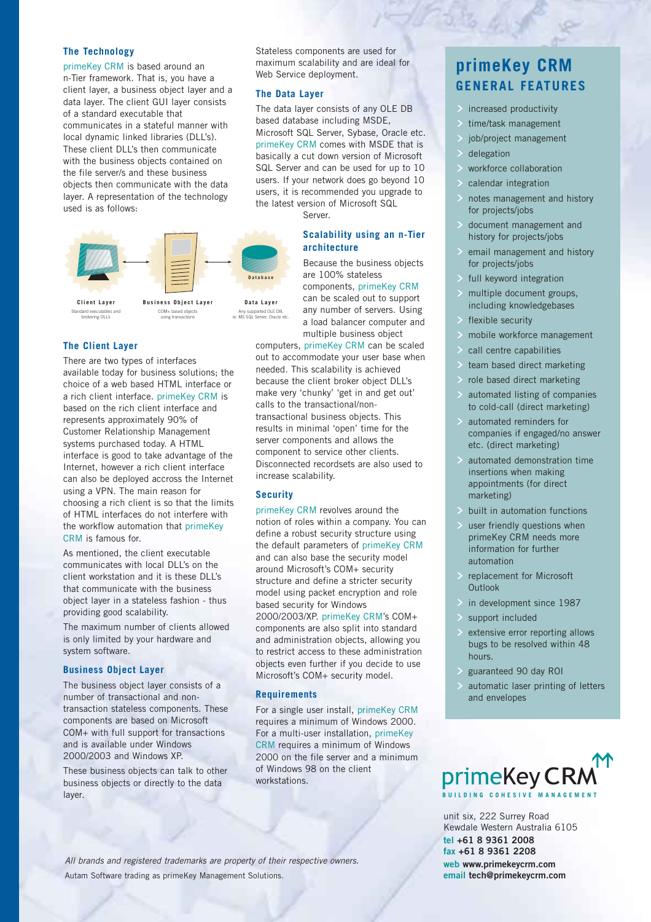## The Technology

primeKey CRM is based around an n-Tier framework. That is, you have a client layer, a business object layer and a data layer. The client GUI layer consists of a standard executable that communicates in a stateful manner with local dynamic linked libraries (DLL's). These client DLL's then communicate with the business objects contained on the file server/s and these business objects then communicate with the data layer. A representation of the technology used is as follows:

Client Layer
Standard executables and brokering DLL's

Business Object Layer
COM+ based objects using transactions

Database

Data Layer
Any supported OLE DB, ie. MS SQL Server, Oracle etc.

## The Client Layer

There are two types of interfaces available today for business solutions; the choice of a web based HTML interface or a rich client interface. primeKey CRM is based on the rich client interface and represents approximately 90% of Customer Relationship Management systems purchased today. A HTML interface is good to take advantage of the Internet, however a rich client interface can also be deployed accross the Internet using a VPN. The main reason for choosing a rich client is so that the limits of HTML interfaces do not interfere with the workflow automation that primeKey CRM is famous for.

As mentioned, the client executable communicates with local DLL's on the client workstation and it is these DLL's that communicate with the business object layer in a stateless fashion - thus providing good scalability.

The maximum number of clients allowed is only limited by your hardware and system software.

## Business Object Layer

The business object layer consists of a number of transactional and non-transaction stateless components. These components are based on Microsoft COM+ with full support for transactions and is available under Windows 2000/2003 and Windows XP.

These business objects can talk to other business objects or directly to the data layer.

Stateless components are used for maximum scalability and are ideal for Web Service deployment.

## The Data Layer

The data layer consists of any OLE DB based database including MSDE, Microsoft SQL Server, Sybase, Oracle etc. primeKey CRM comes with MSDE that is basically a cut down version of Microsoft SQL Server and can be used for up to 10 users. If your network does go beyond 10 users, it is recommended you upgrade to the latest version of Microsoft SQL Server.

## Scalability using an n-Tier architecture

Because the business objects are 100% stateless components, primeKey CRM can be scaled out to support any number of servers. Using a load balancer computer and multiple business object computers, primeKey CRM can be scaled out to accommodate your user base when needed. This scalability is achieved because the client broker object DLL's make very 'chunky' 'get in and get out' calls to the transactional/non-transactional business objects. This results in minimal 'open' time for the server components and allows the component to service other clients. Disconnected recordsets are also used to increase scalability.

## Security

primeKey CRM revolves around the notion of roles within a company. You can define a robust security structure using the default parameters of primeKey CRM and can also base the security model around Microsoft's COM+ security structure and define a stricter security model using packet encryption and role based security for Windows 2000/2003/XP. primeKey CRM's COM+ components are also split into standard and administration objects, allowing you to restrict access to these administration objects even further if you decide to use Microsoft's COM+ security model.

## Requirements

For a single user install, primeKey CRM requires a minimum of Windows 2000. For a multi-user installation, primeKey CRM requires a minimum of Windows 2000 on the file server and a minimum of Windows 98 on the client workstations.

# primeKey CRM
## GENERAL FEATURES

- increased productivity
- time/task management
- job/project management
- delegation
- workforce collaboration
- calendar integration
- notes management and history for projects/jobs
- document management and history for projects/jobs
- email management and history for projects/jobs
- full keyword integration
- multiple document groups, including knowledgebases
- flexible security
- mobile workforce management
- call centre capabilities
- team based direct marketing
- role based direct marketing
- automated listing of companies to cold-call (direct marketing)
- automated reminders for companies if engaged/no answer etc. (direct marketing)
- automated demonstration time insertions when making appointments (for direct marketing)
- built in automation functions
- user friendly questions when primeKey CRM needs more information for further automation
- replacement for Microsoft Outlook
- in development since 1987
- support included
- extensive error reporting allows bugs to be resolved within 48 hours.
- guaranteed 90 day ROI
- automatic laser printing of letters and envelopes

primeKey CRM
BUILDING COHESIVE MANAGEMENT

unit six, 222 Surrey Road
Kewdale Western Australia 6105
**tel** +61 8 9361 2008
**fax** +61 8 9361 2208
**web** www.primekeycrm.com
**email** tech@primekeycrm.com

*All brands and registered trademarks are property of their respective owners.*

Autam Software trading as primeKey Management Solutions.